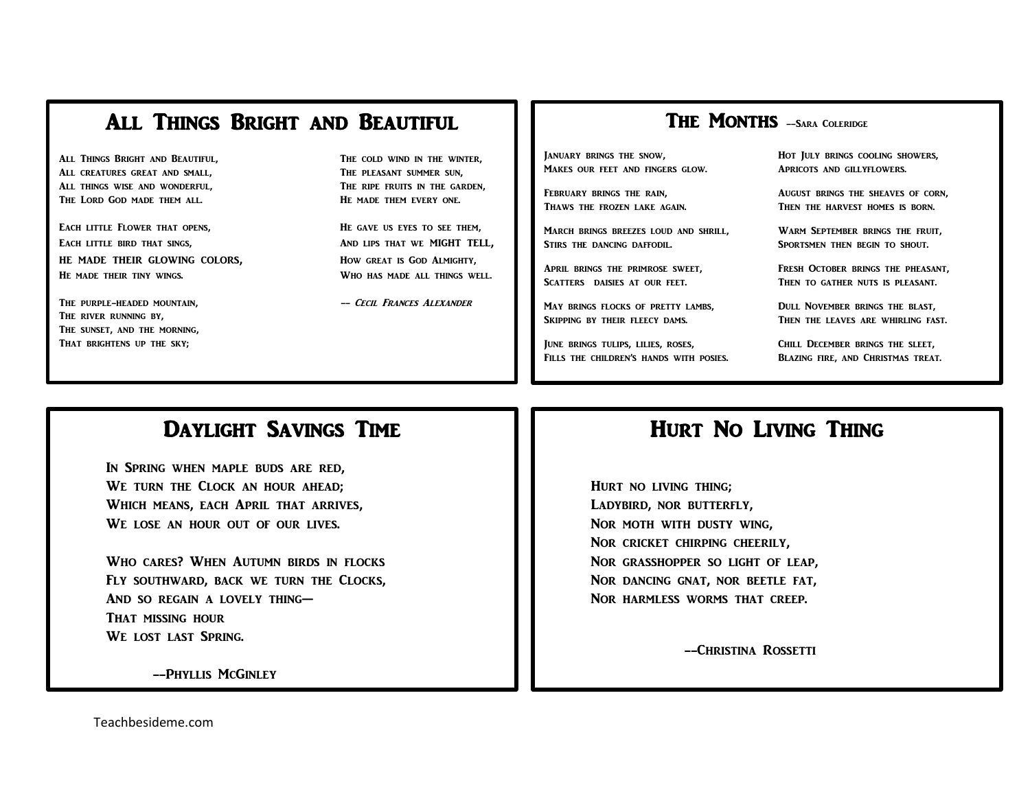## All Things Bright and Beautiful

All Things Bright and Beautiful,
All creatures great and small,
All things wise and wonderful,
The Lord God made them all.

Each little Flower that opens,
Each little bird that sings,
He made their glowing colors,
He made their tiny wings.

The purple-headed mountain,
The river running by,
The sunset, and the morning,
That brightens up the sky;

The cold wind in the winter,
The pleasant summer sun,
The ripe fruits in the garden,
He made them every one.

He gave us eyes to see them,
And lips that we might tell,
How great is God Almighty,
Who has made all things well.

*-- Cecil Frances Alexander*

## The Months —Sara Coleridge

January brings the snow,
Makes our feet and fingers glow.

February brings the rain,
Thaws the frozen lake again.

March brings breezes loud and shrill,
Stirs the dancing daffodil.

April brings the primrose sweet,
Scatters daisies at our feet.

May brings flocks of pretty lambs,
Skipping by their fleecy dams.

June brings tulips, lilies, roses,
Fills the children's hands with posies.

Hot July brings cooling showers,
Apricots and gillyflowers.

August brings the sheaves of corn,
Then the harvest homes is born.

Warm September brings the fruit,
Sportsmen then begin to shout.

Fresh October brings the pheasant,
Then to gather nuts is pleasant.

Dull November brings the blast,
Then the leaves are whirling fast.

Chill December brings the sleet,
Blazing fire, and Christmas treat.

## Daylight Savings Time

In Spring when maple buds are red,
We turn the Clock an hour ahead;
Which means, each April that arrives,
We lose an hour out of our lives.

Who cares? When Autumn birds in flocks
Fly southward, back we turn the Clocks,
And so regain a lovely thing—
That missing hour
We lost last Spring.

--Phyllis McGinley

## Hurt No Living Thing

Hurt no living thing;
Ladybird, nor butterfly,
Nor moth with dusty wing,
Nor cricket chirping cheerily,
Nor grasshopper so light of leap,
Nor dancing gnat, nor beetle fat,
Nor harmless worms that creep.

--Christina Rossetti

Teachbesideme.com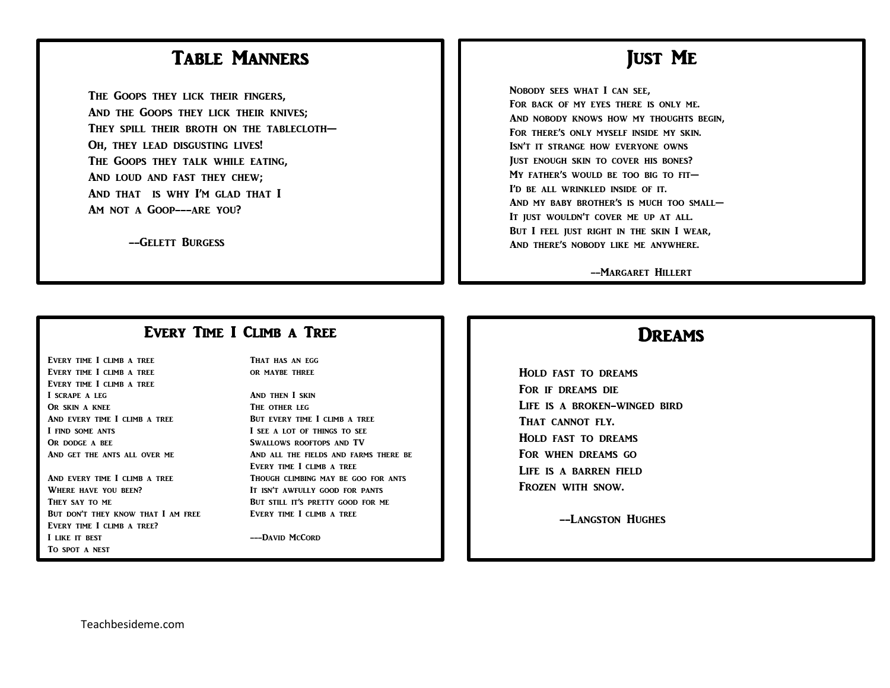## Table Manners

The Goops they lick their fingers,
And the Goops they lick their knives;
They spill their broth on the tablecloth—
Oh, they lead disgusting lives!
The Goops they talk while eating,
And loud and fast they chew;
And that is why I'm glad that I
Am not a Goop---are you?

--Gelett Burgess

## Just Me

Nobody sees what I can see,
For back of my eyes there is only me.
And nobody knows how my thoughts begin,
For there's only myself inside my skin.
Isn't it strange how everyone owns
Just enough skin to cover his bones?
My father's would be too big to fit—
I'd be all wrinkled inside of it.
And my baby brother's is much too small—
It just wouldn't cover me up at all.
But I feel just right in the skin I wear,
And there's nobody like me anywhere.

--Margaret Hillert

## Every Time I Climb a Tree

Every time I climb a tree
Every time I climb a tree
Every time I climb a tree
I scrape a leg
Or skin a knee
And every time I climb a tree
I find some ants
Or dodge a bee
And get the ants all over me

And every time I climb a tree
Where have you been?
They say to me
But don't they know that I am free
Every time I climb a tree?
I like it best
To spot a nest
That has an egg
or maybe three

And then I skin
The other leg
But every time I climb a tree
I see a lot of things to see
Swallows rooftops and TV
And all the fields and farms there be
Every time I climb a tree
Though climbing may be goo for ants
It isn't awfully good for pants
But still it's pretty good for me
Every time I climb a tree

---David McCord

## Dreams

Hold fast to dreams
For if dreams die
Life is a broken-winged bird
That cannot fly.
Hold fast to dreams
For when dreams go
Life is a barren field
Frozen with snow.

--Langston Hughes

Teachbesideme.com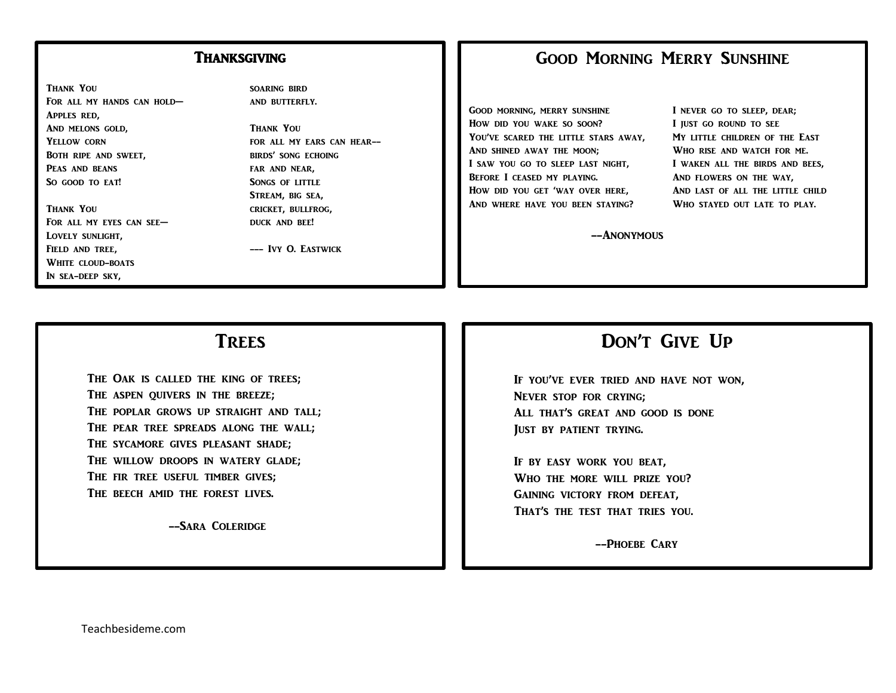## Thanksgiving

Thank You
For all my hands can hold—
Apples red,
And melons gold,
Yellow corn
Both ripe and sweet,
Peas and beans
So good to eat!

Thank You
For all my eyes can see—
Lovely sunlight,
Field and tree,
White cloud-boats
In sea-deep sky,
soaring bird
and butterfly.

Thank You
for all my ears can hear--
birds' song echoing
far and near,
Songs of little
Stream, big sea,
cricket, bullfrog,
duck and bee!

--- Ivy O. Eastwick

## Good Morning Merry Sunshine

Good morning, merry sunshine
How did you wake so soon?
You've scared the little stars away,
And shined away the moon;
I saw you go to sleep last night,
Before I ceased my playing.
How did you get 'way over here,
And where have you been staying?

I never go to sleep, dear;
I just go round to see
My little children of the East
Who rise and watch for me.
I waken all the birds and bees,
And flowers on the way,
And last of all the little child
Who stayed out late to play.

--Anonymous

## Trees

The Oak is called the king of trees;
The aspen quivers in the breeze;
The poplar grows up straight and tall;
The pear tree spreads along the wall;
The sycamore gives pleasant shade;
The willow droops in watery glade;
The fir tree useful timber gives;
The beech amid the forest lives.

--Sara Coleridge

## Don't Give Up

If you've ever tried and have not won,
Never stop for crying;
All that's great and good is done
Just by patient trying.

If by easy work you beat,
Who the more will prize you?
Gaining victory from defeat,
That's the test that tries you.

--Phoebe Cary

Teachbesideme.com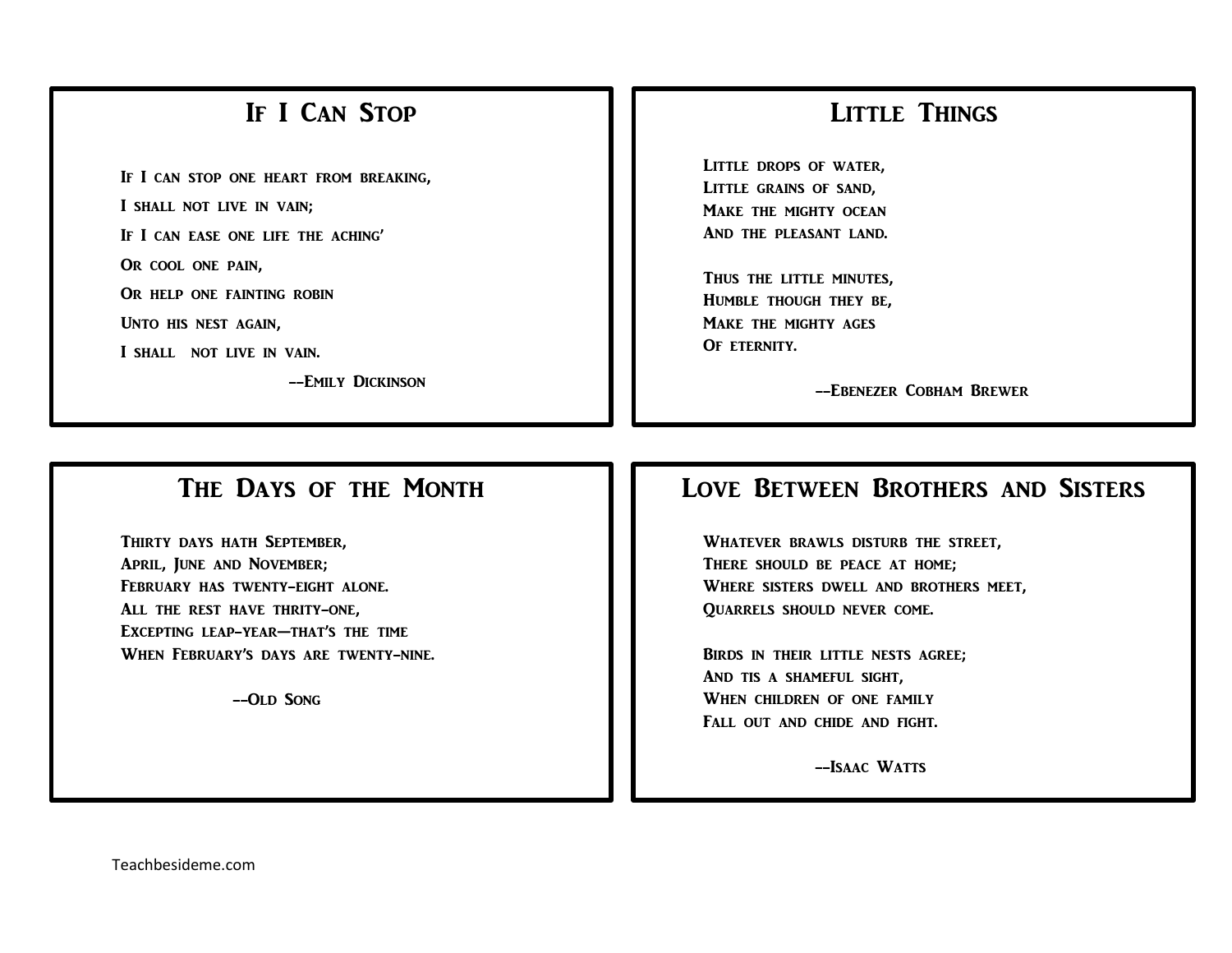## If I Can Stop

If I can stop one heart from breaking,

I shall not live in vain;

If I can ease one life the aching'

Or cool one pain,

Or help one fainting robin

Unto his nest again,

I shall not live in vain.

--Emily Dickinson

## Little Things

Little drops of water,
Little grains of sand,
Make the mighty ocean
And the pleasant land.

Thus the little minutes,
Humble though they be,
Make the mighty ages
Of eternity.

--Ebenezer Cobham Brewer

## The Days of the Month

Thirty days hath September,
April, June and November;
February has twenty-eight alone.
All the rest have thrity-one,
Excepting leap-year—that's the time
When February's days are twenty-nine.

--Old Song

## Love Between Brothers and Sisters

Whatever brawls disturb the street,
There should be peace at home;
Where sisters dwell and brothers meet,
Quarrels should never come.

Birds in their little nests agree;
And tis a shameful sight,
When children of one family
Fall out and chide and fight.

--Isaac Watts

Teachbesideme.com